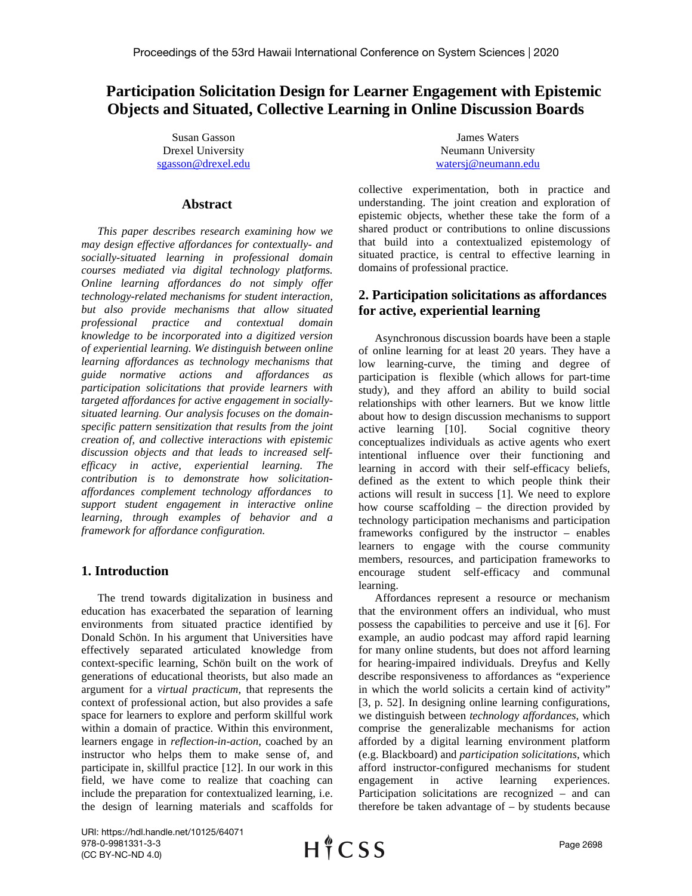# Participation Solicitation Design for Learner Engagement with Epistemic Objects and Situated, Collective Learning in Online Discussion Boards

Susan Gasson
Drexel University
sgasson@drexel.edu

James Waters
Neumann University
watersj@neumann.edu

## Abstract

*This paper describes research examining how we may design effective affordances for contextually- and socially-situated learning in professional domain courses mediated via digital technology platforms. Online learning affordances do not simply offer technology-related mechanisms for student interaction, but also provide mechanisms that allow situated professional practice and contextual domain knowledge to be incorporated into a digitized version of experiential learning. We distinguish between online learning affordances as technology mechanisms that guide normative actions and affordances as participation solicitations that provide learners with targeted affordances for active engagement in socially-situated learning. Our analysis focuses on the domain-specific pattern sensitization that results from the joint creation of, and collective interactions with epistemic discussion objects and that leads to increased self-efficacy in active, experiential learning. The contribution is to demonstrate how solicitation-affordances complement technology affordances to support student engagement in interactive online learning, through examples of behavior and a framework for affordance configuration.*

## 1. Introduction

The trend towards digitalization in business and education has exacerbated the separation of learning environments from situated practice identified by Donald Schön. In his argument that Universities have effectively separated articulated knowledge from context-specific learning, Schön built on the work of generations of educational theorists, but also made an argument for a *virtual practicum*, that represents the context of professional action, but also provides a safe space for learners to explore and perform skillful work within a domain of practice. Within this environment, learners engage in *reflection-in-action*, coached by an instructor who helps them to make sense of, and participate in, skillful practice [12]. In our work in this field, we have come to realize that coaching can include the preparation for contextualized learning, i.e. the design of learning materials and scaffolds for collective experimentation, both in practice and understanding. The joint creation and exploration of epistemic objects, whether these take the form of a shared product or contributions to online discussions that build into a contextualized epistemology of situated practice, is central to effective learning in domains of professional practice.

## 2. Participation solicitations as affordances for active, experiential learning

Asynchronous discussion boards have been a staple of online learning for at least 20 years. They have a low learning-curve, the timing and degree of participation is flexible (which allows for part-time study), and they afford an ability to build social relationships with other learners. But we know little about how to design discussion mechanisms to support active learning [10]. Social cognitive theory conceptualizes individuals as active agents who exert intentional influence over their functioning and learning in accord with their self-efficacy beliefs, defined as the extent to which people think their actions will result in success [1]. We need to explore how course scaffolding – the direction provided by technology participation mechanisms and participation frameworks configured by the instructor – enables learners to engage with the course community members, resources, and participation frameworks to encourage student self-efficacy and communal learning.

Affordances represent a resource or mechanism that the environment offers an individual, who must possess the capabilities to perceive and use it [6]. For example, an audio podcast may afford rapid learning for many online students, but does not afford learning for hearing-impaired individuals. Dreyfus and Kelly describe responsiveness to affordances as "experience in which the world solicits a certain kind of activity" [3, p. 52]. In designing online learning configurations, we distinguish between *technology affordances*, which comprise the generalizable mechanisms for action afforded by a digital learning environment platform (e.g. Blackboard) and *participation solicitations*, which afford instructor-configured mechanisms for student engagement in active learning experiences. Participation solicitations are recognized – and can therefore be taken advantage of – by students because

URI: https://hdl.handle.net/10125/64071
978-0-9981331-3-3
(CC BY-NC-ND 4.0)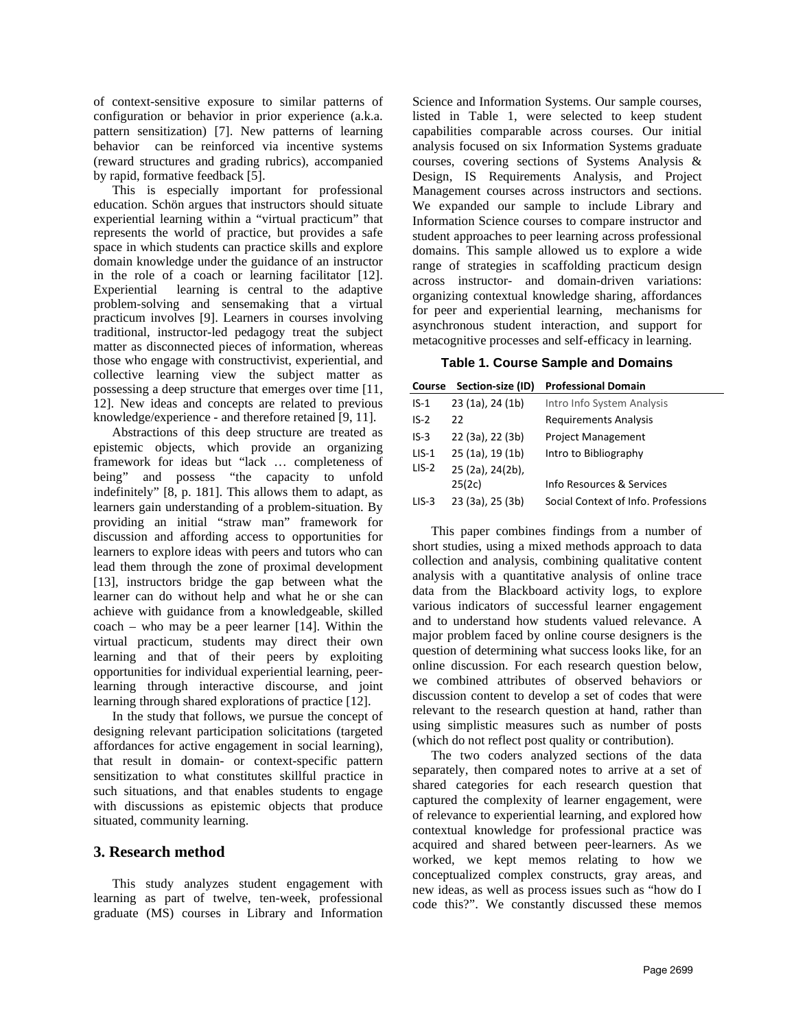of context-sensitive exposure to similar patterns of configuration or behavior in prior experience (a.k.a. pattern sensitization) [7]. New patterns of learning behavior can be reinforced via incentive systems (reward structures and grading rubrics), accompanied by rapid, formative feedback [5].

This is especially important for professional education. Schön argues that instructors should situate experiential learning within a "virtual practicum" that represents the world of practice, but provides a safe space in which students can practice skills and explore domain knowledge under the guidance of an instructor in the role of a coach or learning facilitator [12]. Experiential learning is central to the adaptive problem-solving and sensemaking that a virtual practicum involves [9]. Learners in courses involving traditional, instructor-led pedagogy treat the subject matter as disconnected pieces of information, whereas those who engage with constructivist, experiential, and collective learning view the subject matter as possessing a deep structure that emerges over time [11, 12]. New ideas and concepts are related to previous knowledge/experience - and therefore retained [9, 11].

Abstractions of this deep structure are treated as epistemic objects, which provide an organizing framework for ideas but "lack … completeness of being" and possess "the capacity to unfold indefinitely" [8, p. 181]. This allows them to adapt, as learners gain understanding of a problem-situation. By providing an initial "straw man" framework for discussion and affording access to opportunities for learners to explore ideas with peers and tutors who can lead them through the zone of proximal development [13], instructors bridge the gap between what the learner can do without help and what he or she can achieve with guidance from a knowledgeable, skilled coach – who may be a peer learner [14]. Within the virtual practicum, students may direct their own learning and that of their peers by exploiting opportunities for individual experiential learning, peer-learning through interactive discourse, and joint learning through shared explorations of practice [12].

In the study that follows, we pursue the concept of designing relevant participation solicitations (targeted affordances for active engagement in social learning), that result in domain- or context-specific pattern sensitization to what constitutes skillful practice in such situations, and that enables students to engage with discussions as epistemic objects that produce situated, community learning.

## 3. Research method

This study analyzes student engagement with learning as part of twelve, ten-week, professional graduate (MS) courses in Library and Information Science and Information Systems. Our sample courses, listed in Table 1, were selected to keep student capabilities comparable across courses. Our initial analysis focused on six Information Systems graduate courses, covering sections of Systems Analysis & Design, IS Requirements Analysis, and Project Management courses across instructors and sections. We expanded our sample to include Library and Information Science courses to compare instructor and student approaches to peer learning across professional domains. This sample allowed us to explore a wide range of strategies in scaffolding practicum design across instructor- and domain-driven variations: organizing contextual knowledge sharing, affordances for peer and experiential learning, mechanisms for asynchronous student interaction, and support for metacognitive processes and self-efficacy in learning.

**Table 1. Course Sample and Domains**

| Course | Section-size (ID) | Professional Domain |
|---|---|---|
| IS-1 | 23 (1a), 24 (1b) | Intro Info System Analysis |
| IS-2 | 22 | Requirements Analysis |
| IS-3 | 22 (3a), 22 (3b) | Project Management |
| LIS-1 | 25 (1a), 19 (1b) | Intro to Bibliography |
| LIS-2 | 25 (2a), 24(2b), 25(2c) | Info Resources & Services |
| LIS-3 | 23 (3a), 25 (3b) | Social Context of Info. Professions |

This paper combines findings from a number of short studies, using a mixed methods approach to data collection and analysis, combining qualitative content analysis with a quantitative analysis of online trace data from the Blackboard activity logs, to explore various indicators of successful learner engagement and to understand how students valued relevance. A major problem faced by online course designers is the question of determining what success looks like, for an online discussion. For each research question below, we combined attributes of observed behaviors or discussion content to develop a set of codes that were relevant to the research question at hand, rather than using simplistic measures such as number of posts (which do not reflect post quality or contribution).

The two coders analyzed sections of the data separately, then compared notes to arrive at a set of shared categories for each research question that captured the complexity of learner engagement, were of relevance to experiential learning, and explored how contextual knowledge for professional practice was acquired and shared between peer-learners. As we worked, we kept memos relating to how we conceptualized complex constructs, gray areas, and new ideas, as well as process issues such as "how do I code this?". We constantly discussed these memos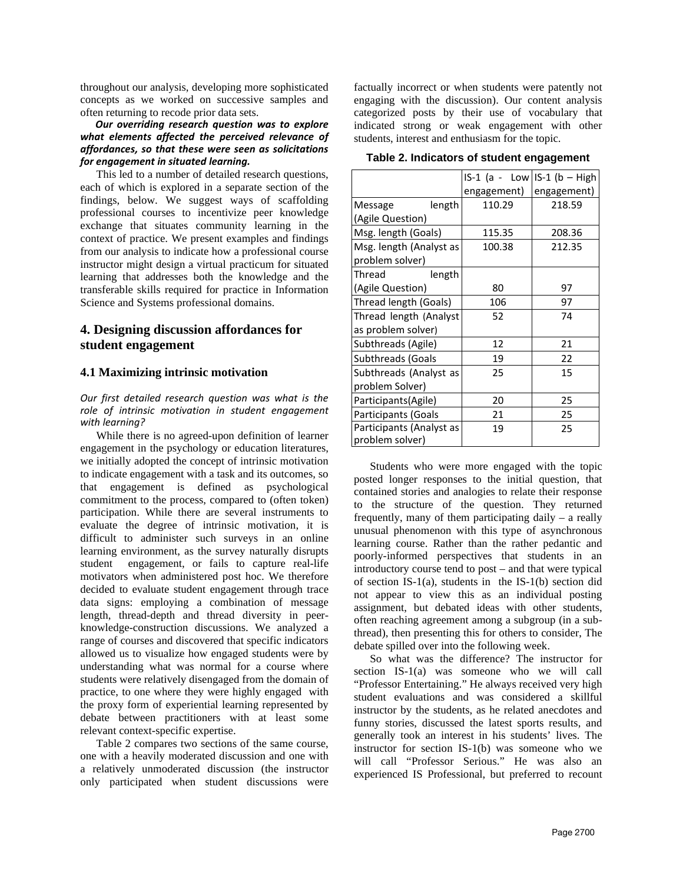throughout our analysis, developing more sophisticated concepts as we worked on successive samples and often returning to recode prior data sets.

***Our overriding research question was to explore what elements affected the perceived relevance of affordances, so that these were seen as solicitations for engagement in situated learning.***

This led to a number of detailed research questions, each of which is explored in a separate section of the findings, below. We suggest ways of scaffolding professional courses to incentivize peer knowledge exchange that situates community learning in the context of practice. We present examples and findings from our analysis to indicate how a professional course instructor might design a virtual practicum for situated learning that addresses both the knowledge and the transferable skills required for practice in Information Science and Systems professional domains.

## 4. Designing discussion affordances for student engagement

### 4.1 Maximizing intrinsic motivation

*Our first detailed research question was what is the role of intrinsic motivation in student engagement with learning?*

While there is no agreed-upon definition of learner engagement in the psychology or education literatures, we initially adopted the concept of intrinsic motivation to indicate engagement with a task and its outcomes, so that engagement is defined as psychological commitment to the process, compared to (often token) participation. While there are several instruments to evaluate the degree of intrinsic motivation, it is difficult to administer such surveys in an online learning environment, as the survey naturally disrupts student engagement, or fails to capture real-life motivators when administered post hoc. We therefore decided to evaluate student engagement through trace data signs: employing a combination of message length, thread-depth and thread diversity in peer-knowledge-construction discussions. We analyzed a range of courses and discovered that specific indicators allowed us to visualize how engaged students were by understanding what was normal for a course where students were relatively disengaged from the domain of practice, to one where they were highly engaged with the proxy form of experiential learning represented by debate between practitioners with at least some relevant context-specific expertise.

Table 2 compares two sections of the same course, one with a heavily moderated discussion and one with a relatively unmoderated discussion (the instructor only participated when student discussions were factually incorrect or when students were patently not engaging with the discussion). Our content analysis categorized posts by their use of vocabulary that indicated strong or weak engagement with other students, interest and enthusiasm for the topic.

**Table 2. Indicators of student engagement**

| | IS-1 (a - Low engagement) | IS-1 (b – High engagement) |
|---|---|---|
| Message length (Agile Question) | 110.29 | 218.59 |
| Msg. length (Goals) | 115.35 | 208.36 |
| Msg. length (Analyst as problem solver) | 100.38 | 212.35 |
| Thread length (Agile Question) | 80 | 97 |
| Thread length (Goals) | 106 | 97 |
| Thread length (Analyst as problem solver) | 52 | 74 |
| Subthreads (Agile) | 12 | 21 |
| Subthreads (Goals | 19 | 22 |
| Subthreads (Analyst as problem Solver) | 25 | 15 |
| Participants(Agile) | 20 | 25 |
| Participants (Goals | 21 | 25 |
| Participants (Analyst as problem solver) | 19 | 25 |

Students who were more engaged with the topic posted longer responses to the initial question, that contained stories and analogies to relate their response to the structure of the question. They returned frequently, many of them participating daily – a really unusual phenomenon with this type of asynchronous learning course. Rather than the rather pedantic and poorly-informed perspectives that students in an introductory course tend to post – and that were typical of section IS-1(a), students in the IS-1(b) section did not appear to view this as an individual posting assignment, but debated ideas with other students, often reaching agreement among a subgroup (in a sub-thread), then presenting this for others to consider, The debate spilled over into the following week.

So what was the difference? The instructor for section IS-1(a) was someone who we will call "Professor Entertaining." He always received very high student evaluations and was considered a skillful instructor by the students, as he related anecdotes and funny stories, discussed the latest sports results, and generally took an interest in his students' lives. The instructor for section IS-1(b) was someone who we will call "Professor Serious." He was also an experienced IS Professional, but preferred to recount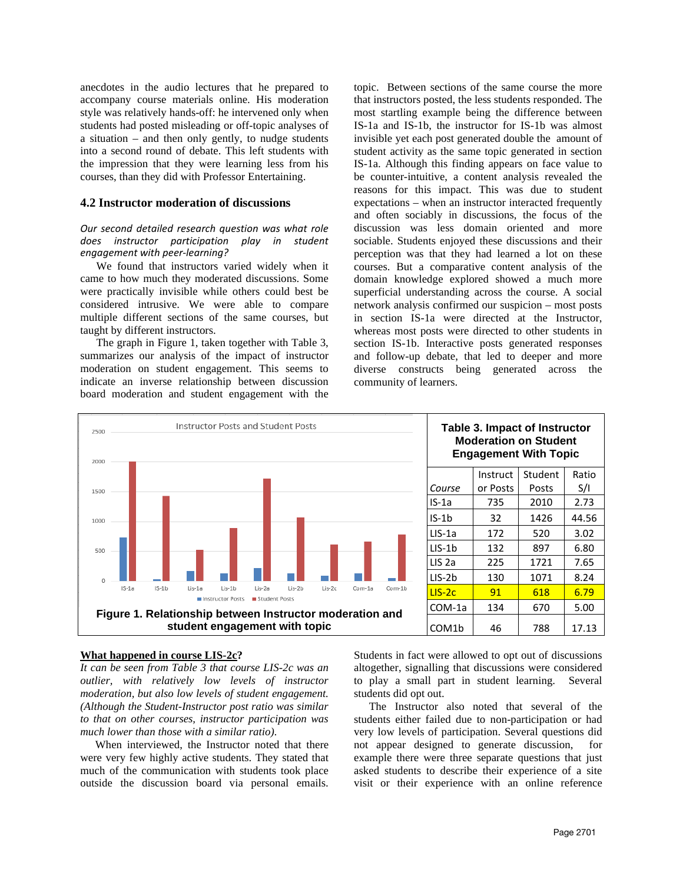anecdotes in the audio lectures that he prepared to accompany course materials online. His moderation style was relatively hands-off: he intervened only when students had posted misleading or off-topic analyses of a situation – and then only gently, to nudge students into a second round of debate. This left students with the impression that they were learning less from his courses, than they did with Professor Entertaining.

## 4.2 Instructor moderation of discussions

*Our second detailed research question was what role does instructor participation play in student engagement with peer-learning?*

We found that instructors varied widely when it came to how much they moderated discussions. Some were practically invisible while others could best be considered intrusive. We were able to compare multiple different sections of the same courses, but taught by different instructors.

The graph in Figure 1, taken together with Table 3, summarizes our analysis of the impact of instructor moderation on student engagement. This seems to indicate an inverse relationship between discussion board moderation and student engagement with the topic. Between sections of the same course the more that instructors posted, the less students responded. The most startling example being the difference between IS-1a and IS-1b, the instructor for IS-1b was almost invisible yet each post generated double the amount of student activity as the same topic generated in section IS-1a. Although this finding appears on face value to be counter-intuitive, a content analysis revealed the reasons for this impact. This was due to student expectations – when an instructor interacted frequently and often socially in discussions, the focus of the discussion was less domain oriented and more sociable. Students enjoyed these discussions and their perception was that they had learned a lot on these courses. But a comparative content analysis of the domain knowledge explored showed a much more superficial understanding across the course. A social network analysis confirmed our suspicion – most posts in section IS-1a were directed at the Instructor, whereas most posts were directed to other students in section IS-1b. Interactive posts generated responses and follow-up debate, that led to deeper and more diverse constructs being generated across the community of learners.

**Figure 1. Relationship between Instructor moderation and student engagement with topic**

**Table 3. Impact of Instructor Moderation on Student Engagement With Topic**

| *Course* | Instructor Posts | Student Posts | Ratio S/I |
|---|---|---|---|
| IS-1a | 735 | 2010 | 2.73 |
| IS-1b | 32 | 1426 | 44.56 |
| LIS-1a | 172 | 520 | 3.02 |
| LIS-1b | 132 | 897 | 6.80 |
| LIS 2a | 225 | 1721 | 7.65 |
| LIS-2b | 130 | 1071 | 8.24 |
| LIS-2c | 91 | 618 | 6.79 |
| COM-1a | 134 | 670 | 5.00 |
| COM1b | 46 | 788 | 17.13 |

**What happened in course LIS-2c?**

*It can be seen from Table 3 that course LIS-2c was an outlier, with relatively low levels of instructor moderation, but also low levels of student engagement. (Although the Student-Instructor post ratio was similar to that on other courses, instructor participation was much lower than those with a similar ratio).*

When interviewed, the Instructor noted that there were very few highly active students. They stated that much of the communication with students took place outside the discussion board via personal emails. Students in fact were allowed to opt out of discussions altogether, signalling that discussions were considered to play a small part in student learning. Several students did opt out.

The Instructor also noted that several of the students either failed due to non-participation or had very low levels of participation. Several questions did not appear designed to generate discussion, for example there were three separate questions that just asked students to describe their experience of a site visit or their experience with an online reference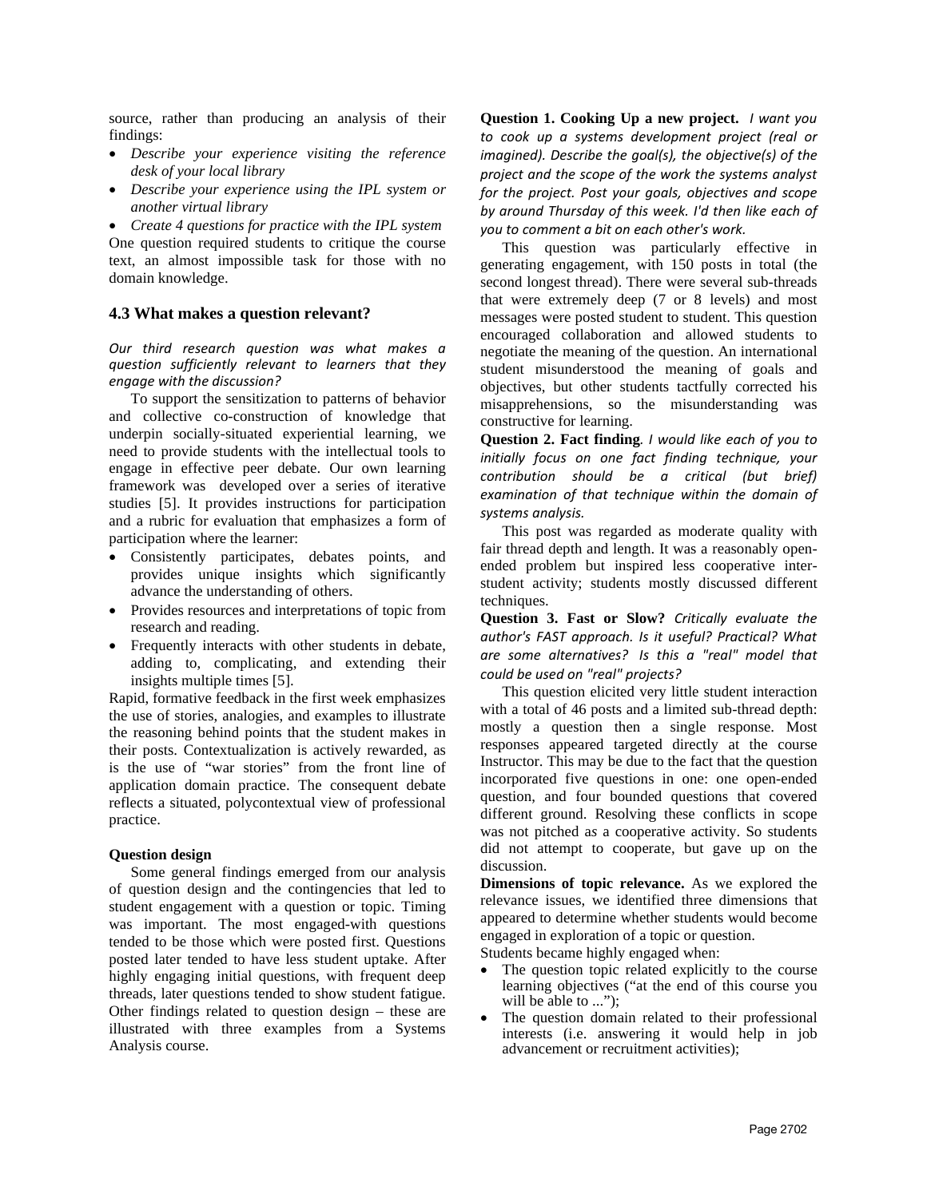source, rather than producing an analysis of their findings:

- *Describe your experience visiting the reference desk of your local library*
- *Describe your experience using the IPL system or another virtual library*
- *Create 4 questions for practice with the IPL system*

One question required students to critique the course text, an almost impossible task for those with no domain knowledge.

### 4.3 What makes a question relevant?

*Our third research question was what makes a question sufficiently relevant to learners that they engage with the discussion?*

To support the sensitization to patterns of behavior and collective co-construction of knowledge that underpin socially-situated experiential learning, we need to provide students with the intellectual tools to engage in effective peer debate. Our own learning framework was developed over a series of iterative studies [5]. It provides instructions for participation and a rubric for evaluation that emphasizes a form of participation where the learner:

- Consistently participates, debates points, and provides unique insights which significantly advance the understanding of others.
- Provides resources and interpretations of topic from research and reading.
- Frequently interacts with other students in debate, adding to, complicating, and extending their insights multiple times [5].

Rapid, formative feedback in the first week emphasizes the use of stories, analogies, and examples to illustrate the reasoning behind points that the student makes in their posts. Contextualization is actively rewarded, as is the use of "war stories" from the front line of application domain practice. The consequent debate reflects a situated, polycontextual view of professional practice.

**Question design**

Some general findings emerged from our analysis of question design and the contingencies that led to student engagement with a question or topic. Timing was important. The most engaged-with questions tended to be those which were posted first. Questions posted later tended to have less student uptake. After highly engaging initial questions, with frequent deep threads, later questions tended to show student fatigue. Other findings related to question design – these are illustrated with three examples from a Systems Analysis course.

**Question 1. Cooking Up a new project.** *I want you to cook up a systems development project (real or imagined). Describe the goal(s), the objective(s) of the project and the scope of the work the systems analyst for the project. Post your goals, objectives and scope by around Thursday of this week. I'd then like each of you to comment a bit on each other's work.*

This question was particularly effective in generating engagement, with 150 posts in total (the second longest thread). There were several sub-threads that were extremely deep (7 or 8 levels) and most messages were posted student to student. This question encouraged collaboration and allowed students to negotiate the meaning of the question. An international student misunderstood the meaning of goals and objectives, but other students tactfully corrected his misapprehensions, so the misunderstanding was constructive for learning.

**Question 2. Fact finding**. *I would like each of you to initially focus on one fact finding technique, your contribution should be a critical (but brief) examination of that technique within the domain of systems analysis.*

This post was regarded as moderate quality with fair thread depth and length. It was a reasonably open-ended problem but inspired less cooperative inter-student activity; students mostly discussed different techniques.

**Question 3. Fast or Slow?** *Critically evaluate the author's FAST approach. Is it useful? Practical? What are some alternatives? Is this a "real" model that could be used on "real" projects?*

This question elicited very little student interaction with a total of 46 posts and a limited sub-thread depth: mostly a question then a single response. Most responses appeared targeted directly at the course Instructor. This may be due to the fact that the question incorporated five questions in one: one open-ended question, and four bounded questions that covered different ground. Resolving these conflicts in scope was not pitched as a cooperative activity. So students did not attempt to cooperate, but gave up on the discussion.

**Dimensions of topic relevance.** As we explored the relevance issues, we identified three dimensions that appeared to determine whether students would become engaged in exploration of a topic or question.

Students became highly engaged when:

- The question topic related explicitly to the course learning objectives ("at the end of this course you will be able to ...");
- The question domain related to their professional interests (i.e. answering it would help in job advancement or recruitment activities);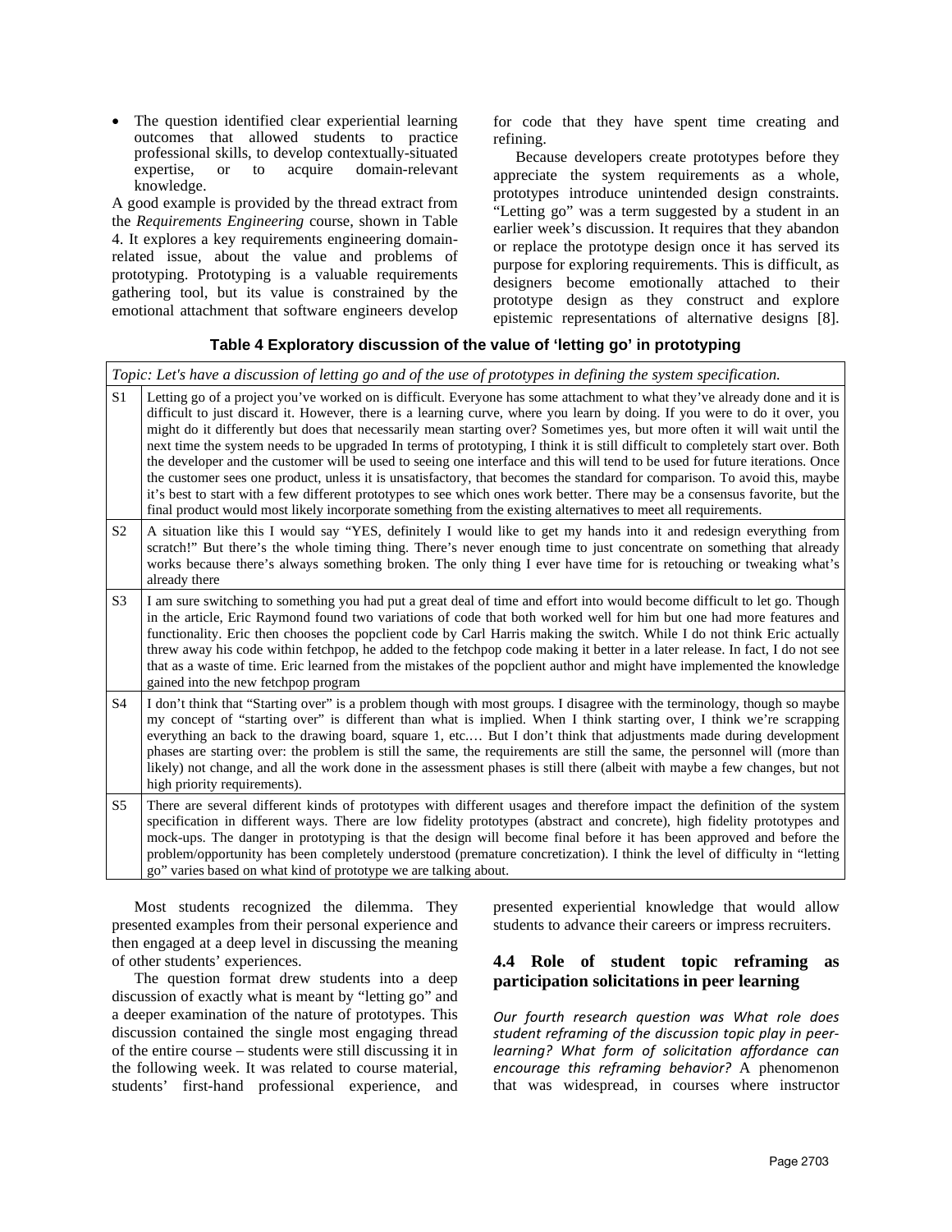- The question identified clear experiential learning outcomes that allowed students to practice professional skills, to develop contextually-situated expertise, or to acquire domain-relevant knowledge.

A good example is provided by the thread extract from the *Requirements Engineering* course, shown in Table 4. It explores a key requirements engineering domain-related issue, about the value and problems of prototyping. Prototyping is a valuable requirements gathering tool, but its value is constrained by the emotional attachment that software engineers develop for code that they have spent time creating and refining.

Because developers create prototypes before they appreciate the system requirements as a whole, prototypes introduce unintended design constraints. "Letting go" was a term suggested by a student in an earlier week's discussion. It requires that they abandon or replace the prototype design once it has served its purpose for exploring requirements. This is difficult, as designers become emotionally attached to their prototype design as they construct and explore epistemic representations of alternative designs [8].

**Table 4 Exploratory discussion of the value of 'letting go' in prototyping**

| *Topic: Let's have a discussion of letting go and of the use of prototypes in defining the system specification.* | |
|---|---|
| S1 | Letting go of a project you've worked on is difficult. Everyone has some attachment to what they've already done and it is difficult to just discard it. However, there is a learning curve, where you learn by doing. If you were to do it over, you might do it differently but does that necessarily mean starting over? Sometimes yes, but more often it will wait until the next time the system needs to be upgraded In terms of prototyping, I think it is still difficult to completely start over. Both the developer and the customer will be used to seeing one interface and this will tend to be used for future iterations. Once the customer sees one product, unless it is unsatisfactory, that becomes the standard for comparison. To avoid this, maybe it's best to start with a few different prototypes to see which ones work better. There may be a consensus favorite, but the final product would most likely incorporate something from the existing alternatives to meet all requirements. |
| S2 | A situation like this I would say "YES, definitely I would like to get my hands into it and redesign everything from scratch!" But there's the whole timing thing. There's never enough time to just concentrate on something that already works because there's always something broken. The only thing I ever have time for is retouching or tweaking what's already there |
| S3 | I am sure switching to something you had put a great deal of time and effort into would become difficult to let go. Though in the article, Eric Raymond found two variations of code that both worked well for him but one had more features and functionality. Eric then chooses the popclient code by Carl Harris making the switch. While I do not think Eric actually threw away his code within fetchpop, he added to the fetchpop code making it better in a later release. In fact, I do not see that as a waste of time. Eric learned from the mistakes of the popclient author and might have implemented the knowledge gained into the new fetchpop program |
| S4 | I don't think that "Starting over" is a problem though with most groups. I disagree with the terminology, though so maybe my concept of "starting over" is different than what is implied. When I think starting over, I think we're scrapping everything an back to the drawing board, square 1, etc.… But I don't think that adjustments made during development phases are starting over: the problem is still the same, the requirements are still the same, the personnel will (more than likely) not change, and all the work done in the assessment phases is still there (albeit with maybe a few changes, but not high priority requirements). |
| S5 | There are several different kinds of prototypes with different usages and therefore impact the definition of the system specification in different ways. There are low fidelity prototypes (abstract and concrete), high fidelity prototypes and mock-ups. The danger in prototyping is that the design will become final before it has been approved and before the problem/opportunity has been completely understood (premature concretization). I think the level of difficulty in "letting go" varies based on what kind of prototype we are talking about. |

Most students recognized the dilemma. They presented examples from their personal experience and then engaged at a deep level in discussing the meaning of other students' experiences.

The question format drew students into a deep discussion of exactly what is meant by "letting go" and a deeper examination of the nature of prototypes. This discussion contained the single most engaging thread of the entire course – students were still discussing it in the following week. It was related to course material, students' first-hand professional experience, and presented experiential knowledge that would allow students to advance their careers or impress recruiters.

### 4.4 Role of student topic reframing as participation solicitations in peer learning

*Our fourth research question was What role does student reframing of the discussion topic play in peer-learning? What form of solicitation affordance can encourage this reframing behavior?* A phenomenon that was widespread, in courses where instructor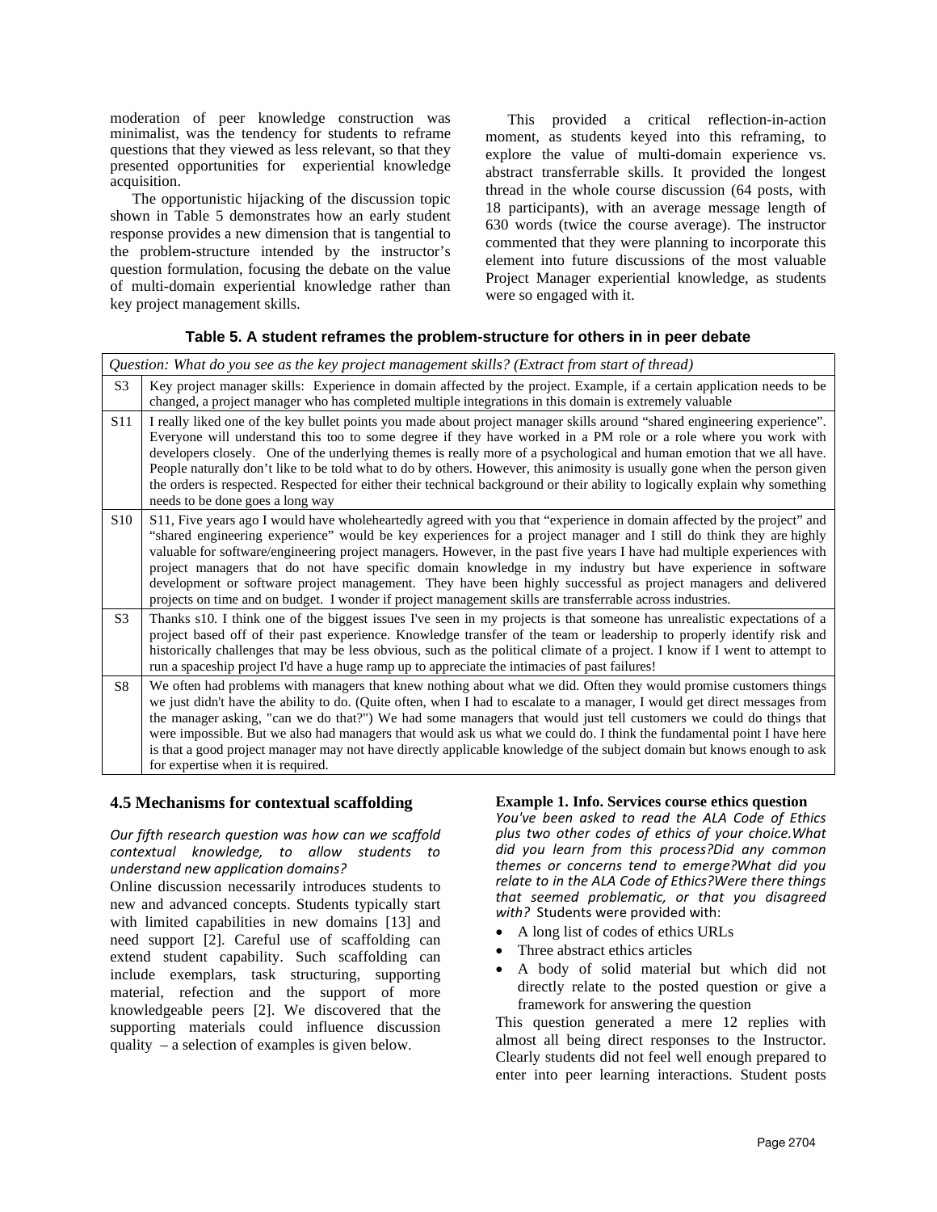moderation of peer knowledge construction was minimalist, was the tendency for students to reframe questions that they viewed as less relevant, so that they presented opportunities for experiential knowledge acquisition.

The opportunistic hijacking of the discussion topic shown in Table 5 demonstrates how an early student response provides a new dimension that is tangential to the problem-structure intended by the instructor's question formulation, focusing the debate on the value of multi-domain experiential knowledge rather than key project management skills.

This provided a critical reflection-in-action moment, as students keyed into this reframing, to explore the value of multi-domain experience vs. abstract transferrable skills. It provided the longest thread in the whole course discussion (64 posts, with 18 participants), with an average message length of 630 words (twice the course average). The instructor commented that they were planning to incorporate this element into future discussions of the most valuable Project Manager experiential knowledge, as students were so engaged with it.

**Table 5. A student reframes the problem-structure for others in in peer debate**

| *Question: What do you see as the key project management skills? (Extract from start of thread)* | |
|---|---|
| S3 | Key project manager skills: Experience in domain affected by the project. Example, if a certain application needs to be changed, a project manager who has completed multiple integrations in this domain is extremely valuable |
| S11 | I really liked one of the key bullet points you made about project manager skills around "shared engineering experience". Everyone will understand this too to some degree if they have worked in a PM role or a role where you work with developers closely. One of the underlying themes is really more of a psychological and human emotion that we all have. People naturally don't like to be told what to do by others. However, this animosity is usually gone when the person given the orders is respected. Respected for either their technical background or their ability to logically explain why something needs to be done goes a long way |
| S10 | S11, Five years ago I would have wholeheartedly agreed with you that "experience in domain affected by the project" and "shared engineering experience" would be key experiences for a project manager and I still do think they are highly valuable for software/engineering project managers. However, in the past five years I have had multiple experiences with project managers that do not have specific domain knowledge in my industry but have experience in software development or software project management. They have been highly successful as project managers and delivered projects on time and on budget. I wonder if project management skills are transferrable across industries. |
| S3 | Thanks s10. I think one of the biggest issues I've seen in my projects is that someone has unrealistic expectations of a project based off of their past experience. Knowledge transfer of the team or leadership to properly identify risk and historically challenges that may be less obvious, such as the political climate of a project. I know if I went to attempt to run a spaceship project I'd have a huge ramp up to appreciate the intimacies of past failures! |
| S8 | We often had problems with managers that knew nothing about what we did. Often they would promise customers things we just didn't have the ability to do. (Quite often, when I had to escalate to a manager, I would get direct messages from the manager asking, "can we do that?") We had some managers that would just tell customers we could do things that were impossible. But we also had managers that would ask us what we could do. I think the fundamental point I have here is that a good project manager may not have directly applicable knowledge of the subject domain but knows enough to ask for expertise when it is required. |

### 4.5 Mechanisms for contextual scaffolding

*Our fifth research question was how can we scaffold contextual knowledge, to allow students to understand new application domains?*

Online discussion necessarily introduces students to new and advanced concepts. Students typically start with limited capabilities in new domains [13] and need support [2]. Careful use of scaffolding can extend student capability. Such scaffolding can include exemplars, task structuring, supporting material, refection and the support of more knowledgeable peers [2]. We discovered that the supporting materials could influence discussion quality – a selection of examples is given below.

**Example 1. Info. Services course ethics question**

*You've been asked to read the ALA Code of Ethics plus two other codes of ethics of your choice.What did you learn from this process?Did any common themes or concerns tend to emerge?What did you relate to in the ALA Code of Ethics?Were there things that seemed problematic, or that you disagreed with?* Students were provided with:

- A long list of codes of ethics URLs
- Three abstract ethics articles
- A body of solid material but which did not directly relate to the posted question or give a framework for answering the question

This question generated a mere 12 replies with almost all being direct responses to the Instructor. Clearly students did not feel well enough prepared to enter into peer learning interactions. Student posts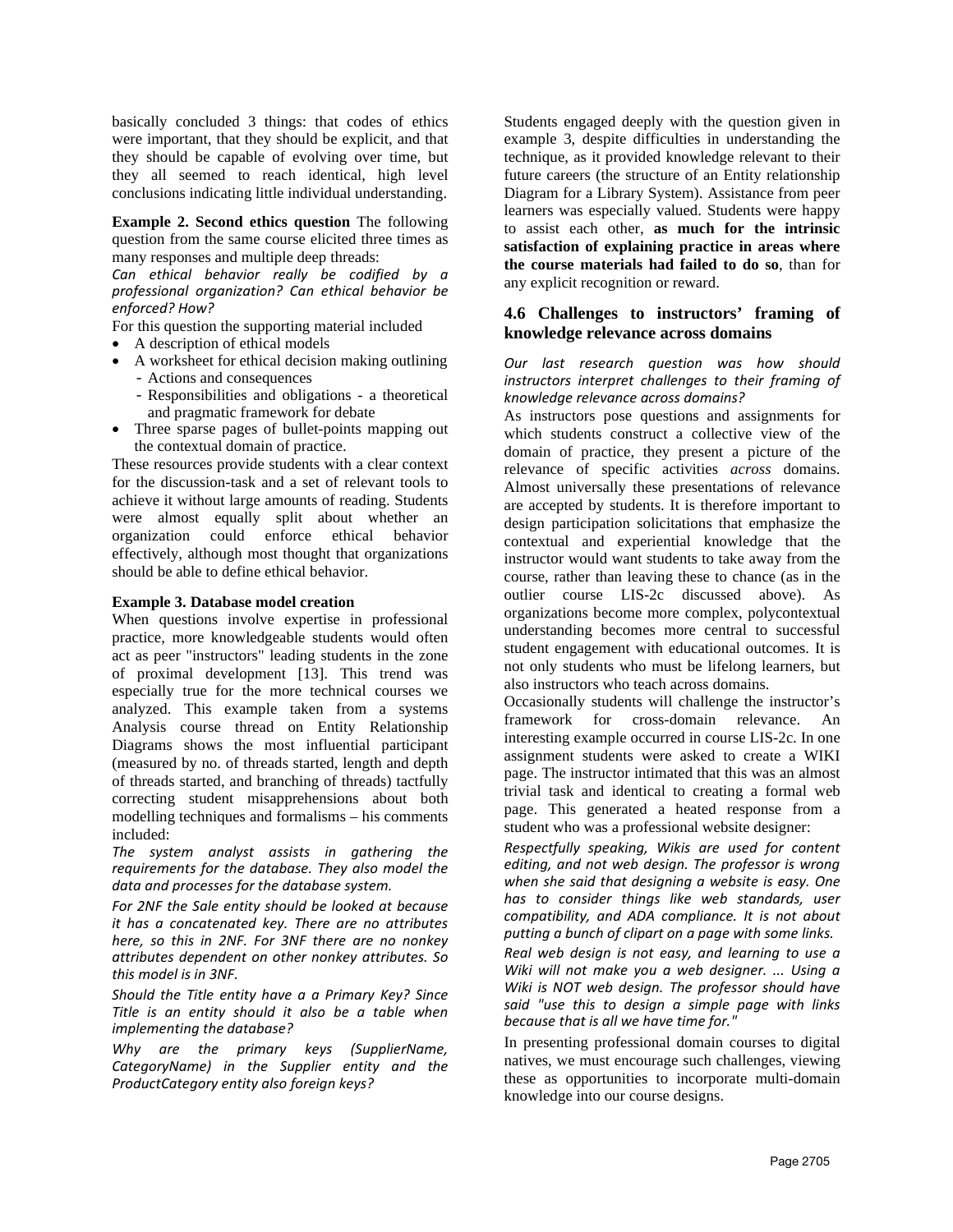basically concluded 3 things: that codes of ethics were important, that they should be explicit, and that they should be capable of evolving over time, but they all seemed to reach identical, high level conclusions indicating little individual understanding.

**Example 2. Second ethics question** The following question from the same course elicited three times as many responses and multiple deep threads:

*Can ethical behavior really be codified by a professional organization? Can ethical behavior be enforced? How?*

For this question the supporting material included

- A description of ethical models
- A worksheet for ethical decision making outlining
  - Actions and consequences
  - Responsibilities and obligations - a theoretical and pragmatic framework for debate
- Three sparse pages of bullet-points mapping out the contextual domain of practice.

These resources provide students with a clear context for the discussion-task and a set of relevant tools to achieve it without large amounts of reading. Students were almost equally split about whether an organization could enforce ethical behavior effectively, although most thought that organizations should be able to define ethical behavior.

**Example 3. Database model creation**

When questions involve expertise in professional practice, more knowledgeable students would often act as peer "instructors" leading students in the zone of proximal development [13]. This trend was especially true for the more technical courses we analyzed. This example taken from a systems Analysis course thread on Entity Relationship Diagrams shows the most influential participant (measured by no. of threads started, length and depth of threads started, and branching of threads) tactfully correcting student misapprehensions about both modelling techniques and formalisms – his comments included:

*The system analyst assists in gathering the requirements for the database. They also model the data and processes for the database system.*

*For 2NF the Sale entity should be looked at because it has a concatenated key. There are no attributes here, so this in 2NF. For 3NF there are no nonkey attributes dependent on other nonkey attributes. So this model is in 3NF.*

*Should the Title entity have a a Primary Key? Since Title is an entity should it also be a table when implementing the database?*

*Why are the primary keys (SupplierName, CategoryName) in the Supplier entity and the ProductCategory entity also foreign keys?*

Students engaged deeply with the question given in example 3, despite difficulties in understanding the technique, as it provided knowledge relevant to their future careers (the structure of an Entity relationship Diagram for a Library System). Assistance from peer learners was especially valued. Students were happy to assist each other, **as much for the intrinsic satisfaction of explaining practice in areas where the course materials had failed to do so**, than for any explicit recognition or reward.

### 4.6 Challenges to instructors' framing of knowledge relevance across domains

*Our last research question was how should instructors interpret challenges to their framing of knowledge relevance across domains?*

As instructors pose questions and assignments for which students construct a collective view of the domain of practice, they present a picture of the relevance of specific activities *across* domains. Almost universally these presentations of relevance are accepted by students. It is therefore important to design participation solicitations that emphasize the contextual and experiential knowledge that the instructor would want students to take away from the course, rather than leaving these to chance (as in the outlier course LIS-2c discussed above). As organizations become more complex, polycontextual understanding becomes more central to successful student engagement with educational outcomes. It is not only students who must be lifelong learners, but also instructors who teach across domains.

Occasionally students will challenge the instructor's framework for cross-domain relevance. An interesting example occurred in course LIS-2c. In one assignment students were asked to create a WIKI page. The instructor intimated that this was an almost trivial task and identical to creating a formal web page. This generated a heated response from a student who was a professional website designer:

*Respectfully speaking, Wikis are used for content editing, and not web design. The professor is wrong when she said that designing a website is easy. One has to consider things like web standards, user compatibility, and ADA compliance. It is not about putting a bunch of clipart on a page with some links.*

*Real web design is not easy, and learning to use a Wiki will not make you a web designer. ... Using a Wiki is NOT web design. The professor should have said "use this to design a simple page with links because that is all we have time for."*

In presenting professional domain courses to digital natives, we must encourage such challenges, viewing these as opportunities to incorporate multi-domain knowledge into our course designs.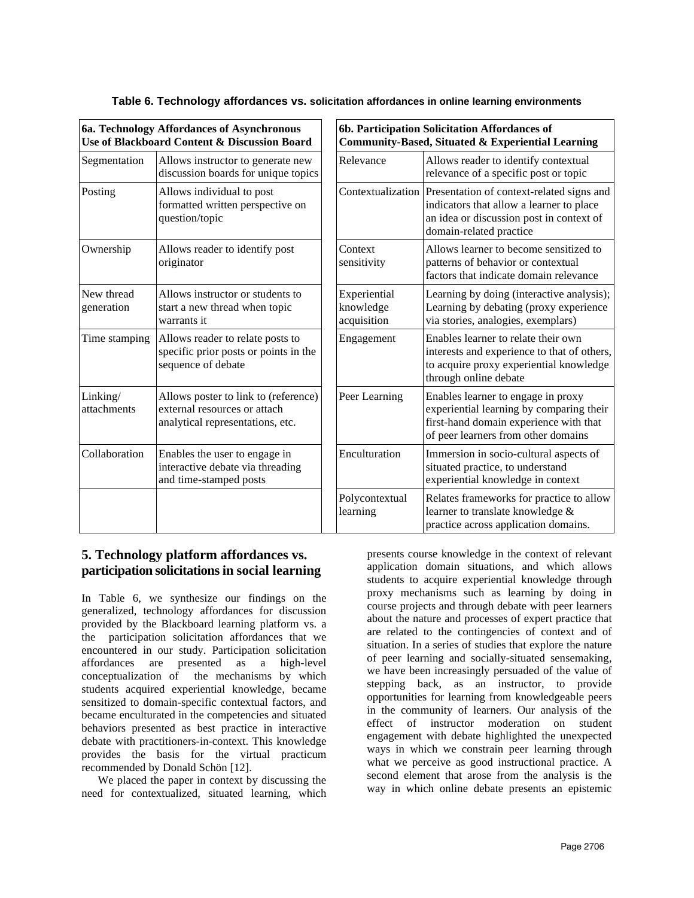**Table 6. Technology affordances vs. solicitation affordances in online learning environments**

| 6a. Technology Affordances of Asynchronous Use of Blackboard Content & Discussion Board | |
|---|---|
| Segmentation | Allows instructor to generate new discussion boards for unique topics |
| Posting | Allows individual to post formatted written perspective on question/topic |
| Ownership | Allows reader to identify post originator |
| New thread generation | Allows instructor or students to start a new thread when topic warrants it |
| Time stamping | Allows reader to relate posts to specific prior posts or points in the sequence of debate |
| Linking/ attachments | Allows poster to link to (reference) external resources or attach analytical representations, etc. |
| Collaboration | Enables the user to engage in interactive debate via threading and time-stamped posts |

| 6b. Participation Solicitation Affordances of Community-Based, Situated & Experiential Learning | |
|---|---|
| Relevance | Allows reader to identify contextual relevance of a specific post or topic |
| Contextualization | Presentation of context-related signs and indicators that allow a learner to place an idea or discussion post in context of domain-related practice |
| Context sensitivity | Allows learner to become sensitized to patterns of behavior or contextual factors that indicate domain relevance |
| Experiential knowledge acquisition | Learning by doing (interactive analysis); Learning by debating (proxy experience via stories, analogies, exemplars) |
| Engagement | Enables learner to relate their own interests and experience to that of others, to acquire proxy experiential knowledge through online debate |
| Peer Learning | Enables learner to engage in proxy experiential learning by comparing their first-hand domain experience with that of peer learners from other domains |
| Enculturation | Immersion in socio-cultural aspects of situated practice, to understand experiential knowledge in context |
| Polycontextual learning | Relates frameworks for practice to allow learner to translate knowledge & practice across application domains. |

## 5. Technology platform affordances vs. participation solicitations in social learning

In Table 6, we synthesize our findings on the generalized, technology affordances for discussion provided by the Blackboard learning platform vs. a the participation solicitation affordances that we encountered in our study. Participation solicitation affordances are presented as a high-level conceptualization of the mechanisms by which students acquired experiential knowledge, became sensitized to domain-specific contextual factors, and became enculturated in the competencies and situated behaviors presented as best practice in interactive debate with practitioners-in-context. This knowledge provides the basis for the virtual practicum recommended by Donald Schön [12].

We placed the paper in context by discussing the need for contextualized, situated learning, which presents course knowledge in the context of relevant application domain situations, and which allows students to acquire experiential knowledge through proxy mechanisms such as learning by doing in course projects and through debate with peer learners about the nature and processes of expert practice that are related to the contingencies of context and of situation. In a series of studies that explore the nature of peer learning and socially-situated sensemaking, we have been increasingly persuaded of the value of stepping back, as an instructor, to provide opportunities for learning from knowledgeable peers in the community of learners. Our analysis of the effect of instructor moderation on student engagement with debate highlighted the unexpected ways in which we constrain peer learning through what we perceive as good instructional practice. A second element that arose from the analysis is the way in which online debate presents an epistemic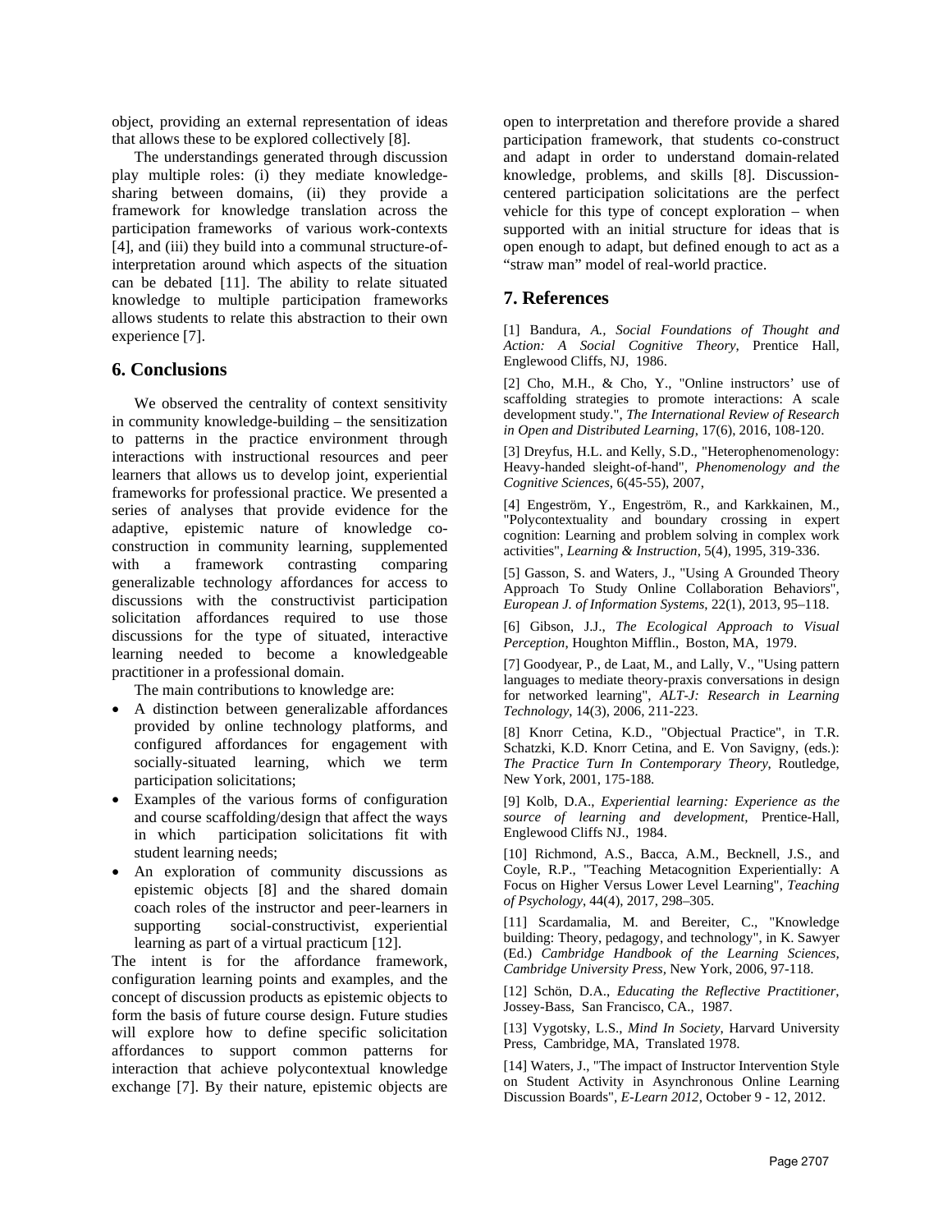object, providing an external representation of ideas that allows these to be explored collectively [8].

The understandings generated through discussion play multiple roles: (i) they mediate knowledge-sharing between domains, (ii) they provide a framework for knowledge translation across the participation frameworks of various work-contexts [4], and (iii) they build into a communal structure-of-interpretation around which aspects of the situation can be debated [11]. The ability to relate situated knowledge to multiple participation frameworks allows students to relate this abstraction to their own experience [7].

## 6. Conclusions

We observed the centrality of context sensitivity in community knowledge-building – the sensitization to patterns in the practice environment through interactions with instructional resources and peer learners that allows us to develop joint, experiential frameworks for professional practice. We presented a series of analyses that provide evidence for the adaptive, epistemic nature of knowledge co-construction in community learning, supplemented with a framework contrasting comparing generalizable technology affordances for access to discussions with the constructivist participation solicitation affordances required to use those discussions for the type of situated, interactive learning needed to become a knowledgeable practitioner in a professional domain.

The main contributions to knowledge are:

- A distinction between generalizable affordances provided by online technology platforms, and configured affordances for engagement with socially-situated learning, which we term participation solicitations;
- Examples of the various forms of configuration and course scaffolding/design that affect the ways in which participation solicitations fit with student learning needs;
- An exploration of community discussions as epistemic objects [8] and the shared domain coach roles of the instructor and peer-learners in supporting social-constructivist, experiential learning as part of a virtual practicum [12].

The intent is for the affordance framework, configuration learning points and examples, and the concept of discussion products as epistemic objects to form the basis of future course design. Future studies will explore how to define specific solicitation affordances to support common patterns for interaction that achieve polycontextual knowledge exchange [7]. By their nature, epistemic objects are open to interpretation and therefore provide a shared participation framework, that students co-construct and adapt in order to understand domain-related knowledge, problems, and skills [8]. Discussion-centered participation solicitations are the perfect vehicle for this type of concept exploration – when supported with an initial structure for ideas that is open enough to adapt, but defined enough to act as a "straw man" model of real-world practice.

## 7. References

[1] Bandura, A., *Social Foundations of Thought and Action: A Social Cognitive Theory*, Prentice Hall, Englewood Cliffs, NJ, 1986.

[2] Cho, M.H., & Cho, Y., "Online instructors' use of scaffolding strategies to promote interactions: A scale development study.", *The International Review of Research in Open and Distributed Learning*, 17(6), 2016, 108-120.

[3] Dreyfus, H.L. and Kelly, S.D., "Heterophenomenology: Heavy-handed sleight-of-hand", *Phenomenology and the Cognitive Sciences*, 6(45-55), 2007,

[4] Engeström, Y., Engeström, R., and Karkkainen, M., "Polycontextuality and boundary crossing in expert cognition: Learning and problem solving in complex work activities", *Learning & Instruction*, 5(4), 1995, 319-336.

[5] Gasson, S. and Waters, J., "Using A Grounded Theory Approach To Study Online Collaboration Behaviors", *European J. of Information Systems*, 22(1), 2013, 95–118.

[6] Gibson, J.J., *The Ecological Approach to Visual Perception*, Houghton Mifflin., Boston, MA, 1979.

[7] Goodyear, P., de Laat, M., and Lally, V., "Using pattern languages to mediate theory-praxis conversations in design for networked learning", *ALT-J: Research in Learning Technology*, 14(3), 2006, 211-223.

[8] Knorr Cetina, K.D., "Objectual Practice", in T.R. Schatzki, K.D. Knorr Cetina, and E. Von Savigny, (eds.): *The Practice Turn In Contemporary Theory*, Routledge, New York, 2001, 175-188.

[9] Kolb, D.A., *Experiential learning: Experience as the source of learning and development*, Prentice-Hall, Englewood Cliffs NJ., 1984.

[10] Richmond, A.S., Bacca, A.M., Becknell, J.S., and Coyle, R.P., "Teaching Metacognition Experientially: A Focus on Higher Versus Lower Level Learning", *Teaching of Psychology*, 44(4), 2017, 298–305.

[11] Scardamalia, M. and Bereiter, C., "Knowledge building: Theory, pedagogy, and technology", in K. Sawyer (Ed.) *Cambridge Handbook of the Learning Sciences, Cambridge University Press*, New York, 2006, 97-118.

[12] Schön, D.A., *Educating the Reflective Practitioner*, Jossey-Bass, San Francisco, CA., 1987.

[13] Vygotsky, L.S., *Mind In Society*, Harvard University Press, Cambridge, MA, Translated 1978.

[14] Waters, J., "The impact of Instructor Intervention Style on Student Activity in Asynchronous Online Learning Discussion Boards", *E-Learn 2012*, October 9 - 12, 2012.